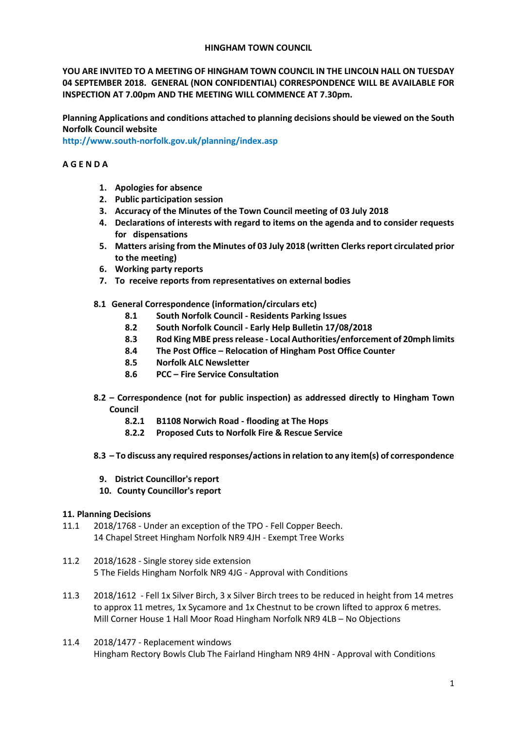# HINGHAM TOWN COUNCIL

**YOU ARE INVITED TO A MEETING OF HINGHAM TOWN COUNCIL IN THE LINCOLN HALL ON TUESDAY 04 SEPTEMBER 2018. GENERAL (NON CONFIDENTIAL) CORRESPONDENCE WILL BE AVAILABLE FOR INSPECTION AT 7.00pm AND THE MEETING WILL COMMENCE AT 7.30pm.**

**Planning Applications and conditions attached to planning decisions should be viewed on the South Norfolk Council website**
**http://www.south-norfolk.gov.uk/planning/index.asp**

## A G E N D A

1. **Apologies for absence**
2. **Public participation session**
3. **Accuracy of the Minutes of the Town Council meeting of 03 July 2018**
4. **Declarations of interests with regard to items on the agenda and to consider requests for dispensations**
5. **Matters arising from the Minutes of 03 July 2018 (written Clerks report circulated prior to the meeting)**
6. **Working party reports**
7. **To receive reports from representatives on external bodies**

**8.1 General Correspondence (information/circulars etc)**

- **8.1 South Norfolk Council - Residents Parking Issues**
- **8.2 South Norfolk Council - Early Help Bulletin 17/08/2018**
- **8.3 Rod King MBE press release - Local Authorities/enforcement of 20mph limits**
- **8.4 The Post Office – Relocation of Hingham Post Office Counter**
- **8.5 Norfolk ALC Newsletter**
- **8.6 PCC – Fire Service Consultation**

**8.2 – Correspondence (not for public inspection) as addressed directly to Hingham Town Council**

- **8.2.1 B1108 Norwich Road - flooding at The Hops**
- **8.2.2 Proposed Cuts to Norfolk Fire & Rescue Service**

**8.3 – To discuss any required responses/actions in relation to any item(s) of correspondence**

9. **District Councillor's report**
10. **County Councillor's report**

**11. Planning Decisions**

11.1 2018/1768 - Under an exception of the TPO - Fell Copper Beech.
14 Chapel Street Hingham Norfolk NR9 4JH - Exempt Tree Works

11.2 2018/1628 - Single storey side extension
5 The Fields Hingham Norfolk NR9 4JG - Approval with Conditions

11.3 2018/1612 - Fell 1x Silver Birch, 3 x Silver Birch trees to be reduced in height from 14 metres to approx 11 metres, 1x Sycamore and 1x Chestnut to be crown lifted to approx 6 metres.
Mill Corner House 1 Hall Moor Road Hingham Norfolk NR9 4LB – No Objections

11.4 2018/1477 - Replacement windows
Hingham Rectory Bowls Club The Fairland Hingham NR9 4HN - Approval with Conditions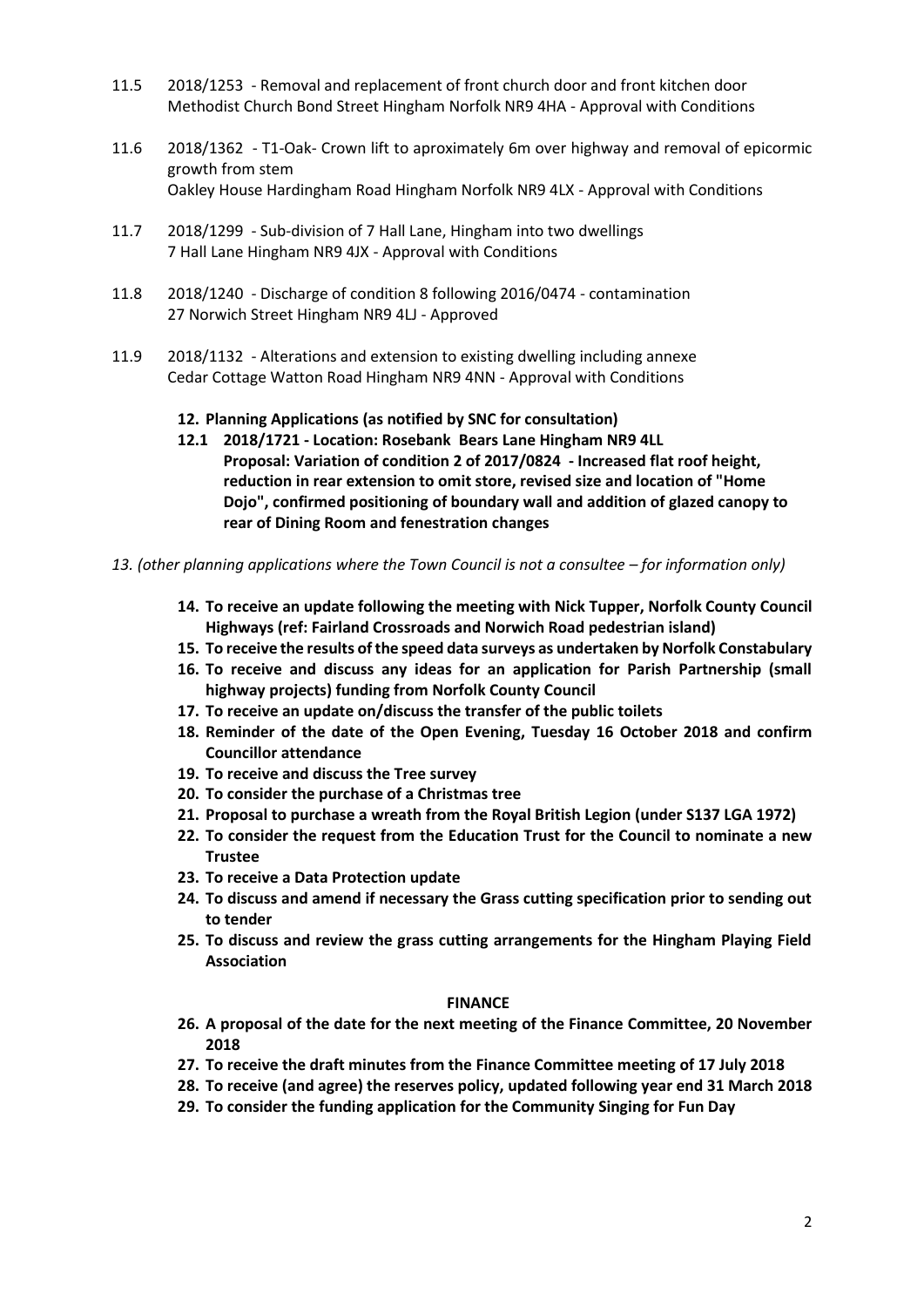11.5 2018/1253 - Removal and replacement of front church door and front kitchen door
Methodist Church Bond Street Hingham Norfolk NR9 4HA - Approval with Conditions

11.6 2018/1362 - T1-Oak- Crown lift to aproximately 6m over highway and removal of epicormic growth from stem
Oakley House Hardingham Road Hingham Norfolk NR9 4LX - Approval with Conditions

11.7 2018/1299 - Sub-division of 7 Hall Lane, Hingham into two dwellings
7 Hall Lane Hingham NR9 4JX - Approval with Conditions

11.8 2018/1240 - Discharge of condition 8 following 2016/0474 - contamination
27 Norwich Street Hingham NR9 4LJ - Approved

11.9 2018/1132 - Alterations and extension to existing dwelling including annexe
Cedar Cottage Watton Road Hingham NR9 4NN - Approval with Conditions

**12. Planning Applications (as notified by SNC for consultation)**

**12.1 2018/1721 - Location: Rosebank Bears Lane Hingham NR9 4LL
Proposal: Variation of condition 2 of 2017/0824 - Increased flat roof height, reduction in rear extension to omit store, revised size and location of "Home Dojo", confirmed positioning of boundary wall and addition of glazed canopy to rear of Dining Room and fenestration changes**

*13. (other planning applications where the Town Council is not a consultee – for information only)*

**14. To receive an update following the meeting with Nick Tupper, Norfolk County Council Highways (ref: Fairland Crossroads and Norwich Road pedestrian island)**

**15. To receive the results of the speed data surveys as undertaken by Norfolk Constabulary**

**16. To receive and discuss any ideas for an application for Parish Partnership (small highway projects) funding from Norfolk County Council**

**17. To receive an update on/discuss the transfer of the public toilets**

**18. Reminder of the date of the Open Evening, Tuesday 16 October 2018 and confirm Councillor attendance**

**19. To receive and discuss the Tree survey**

**20. To consider the purchase of a Christmas tree**

**21. Proposal to purchase a wreath from the Royal British Legion (under S137 LGA 1972)**

**22. To consider the request from the Education Trust for the Council to nominate a new Trustee**

**23. To receive a Data Protection update**

**24. To discuss and amend if necessary the Grass cutting specification prior to sending out to tender**

**25. To discuss and review the grass cutting arrangements for the Hingham Playing Field Association**

**FINANCE**

**26. A proposal of the date for the next meeting of the Finance Committee, 20 November 2018**

**27. To receive the draft minutes from the Finance Committee meeting of 17 July 2018**

**28. To receive (and agree) the reserves policy, updated following year end 31 March 2018**

**29. To consider the funding application for the Community Singing for Fun Day**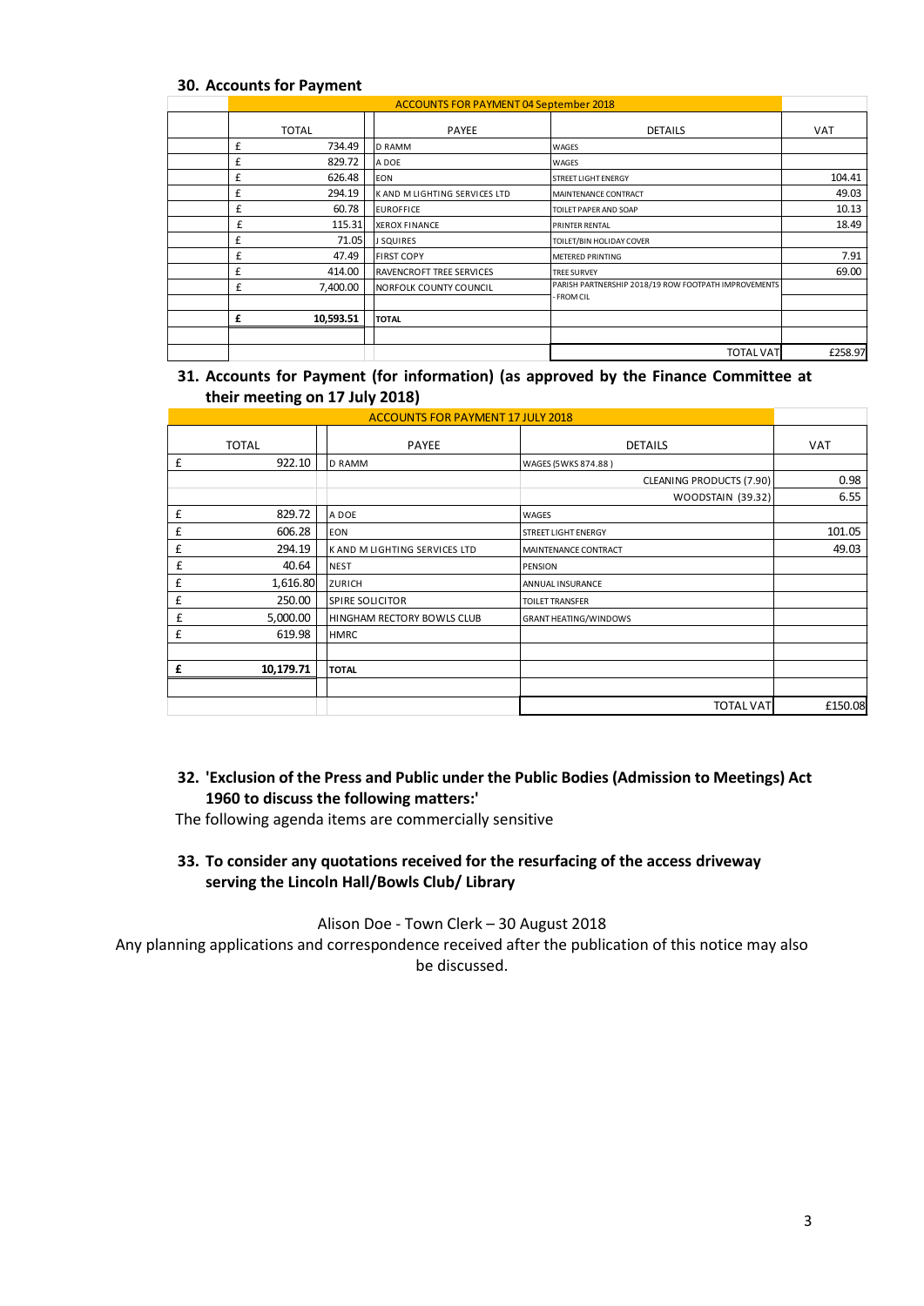### 30. Accounts for Payment

| ACCOUNTS FOR PAYMENT 04 September 2018 | | | | |
|---|---|---|---|---|
| TOTAL | | PAYEE | DETAILS | VAT |
| £ | 734.49 | D RAMM | WAGES | |
| £ | 829.72 | A DOE | WAGES | |
| £ | 626.48 | EON | STREET LIGHT ENERGY | 104.41 |
| £ | 294.19 | K AND M LIGHTING SERVICES LTD | MAINTENANCE CONTRACT | 49.03 |
| £ | 60.78 | EUROFFICE | TOILET PAPER AND SOAP | 10.13 |
| £ | 115.31 | XEROX FINANCE | PRINTER RENTAL | 18.49 |
| £ | 71.05 | J SQUIRES | TOILET/BIN HOLIDAY COVER | |
| £ | 47.49 | FIRST COPY | METERED PRINTING | 7.91 |
| £ | 414.00 | RAVENCROFT TREE SERVICES | TREE SURVEY | 69.00 |
| £ | 7,400.00 | NORFOLK COUNTY COUNCIL | PARISH PARTNERSHIP 2018/19 ROW FOOTPATH IMPROVEMENTS - FROM CIL | |
| **£** | **10,593.51** | **TOTAL** | | |
| | | | TOTAL VAT | £258.97 |

### 31. Accounts for Payment (for information) (as approved by the Finance Committee at their meeting on 17 July 2018)

| ACCOUNTS FOR PAYMENT 17 JULY 2018 | | | | |
|---|---|---|---|---|
| TOTAL | | PAYEE | DETAILS | VAT |
| £ | 922.10 | D RAMM | WAGES (5WKS 874.88 ) | |
| | | | CLEANING PRODUCTS (7.90) | 0.98 |
| | | | WOODSTAIN (39.32) | 6.55 |
| £ | 829.72 | A DOE | WAGES | |
| £ | 606.28 | EON | STREET LIGHT ENERGY | 101.05 |
| £ | 294.19 | K AND M LIGHTING SERVICES LTD | MAINTENANCE CONTRACT | 49.03 |
| £ | 40.64 | NEST | PENSION | |
| £ | 1,616.80 | ZURICH | ANNUAL INSURANCE | |
| £ | 250.00 | SPIRE SOLICITOR | TOILET TRANSFER | |
| £ | 5,000.00 | HINGHAM RECTORY BOWLS CLUB | GRANT HEATING/WINDOWS | |
| £ | 619.98 | HMRC | | |
| **£** | **10,179.71** | **TOTAL** | | |
| | | | TOTAL VAT | £150.08 |

### 32. 'Exclusion of the Press and Public under the Public Bodies (Admission to Meetings) Act 1960 to discuss the following matters:'

The following agenda items are commercially sensitive

### 33. To consider any quotations received for the resurfacing of the access driveway serving the Lincoln Hall/Bowls Club/ Library

Alison Doe - Town Clerk – 30 August 2018

Any planning applications and correspondence received after the publication of this notice may also be discussed.